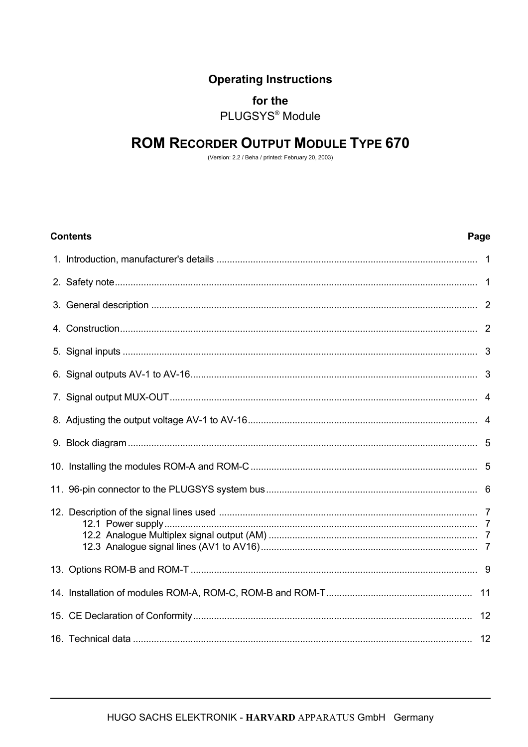**Operating Instructions**

**for the**

PLUGSYS® Module

# ROM RECORDER OUTPUT MODULE TYPE 670

(Version: 2.2 / Beha / printed: February 20, 2003)

| **Contents** | **Page** |
|---|---|
| 1. Introduction, manufacturer's details | 1 |
| 2. Safety note | 1 |
| 3. General description | 2 |
| 4. Construction | 2 |
| 5. Signal inputs | 3 |
| 6. Signal outputs AV-1 to AV-16 | 3 |
| 7. Signal output MUX-OUT | 4 |
| 8. Adjusting the output voltage AV-1 to AV-16 | 4 |
| 9. Block diagram | 5 |
| 10. Installing the modules ROM-A and ROM-C | 5 |
| 11. 96-pin connector to the PLUGSYS system bus | 6 |
| 12. Description of the signal lines used | 7 |
| 12.1 Power supply | 7 |
| 12.2 Analogue Multiplex signal output (AM) | 7 |
| 12.3 Analogue signal lines (AV1 to AV16) | 7 |
| 13. Options ROM-B and ROM-T | 9 |
| 14. Installation of modules ROM-A, ROM-C, ROM-B and ROM-T | 11 |
| 15. CE Declaration of Conformity | 12 |
| 16. Technical data | 12 |

HUGO SACHS ELEKTRONIK - **HARVARD** APPARATUS GmbH Germany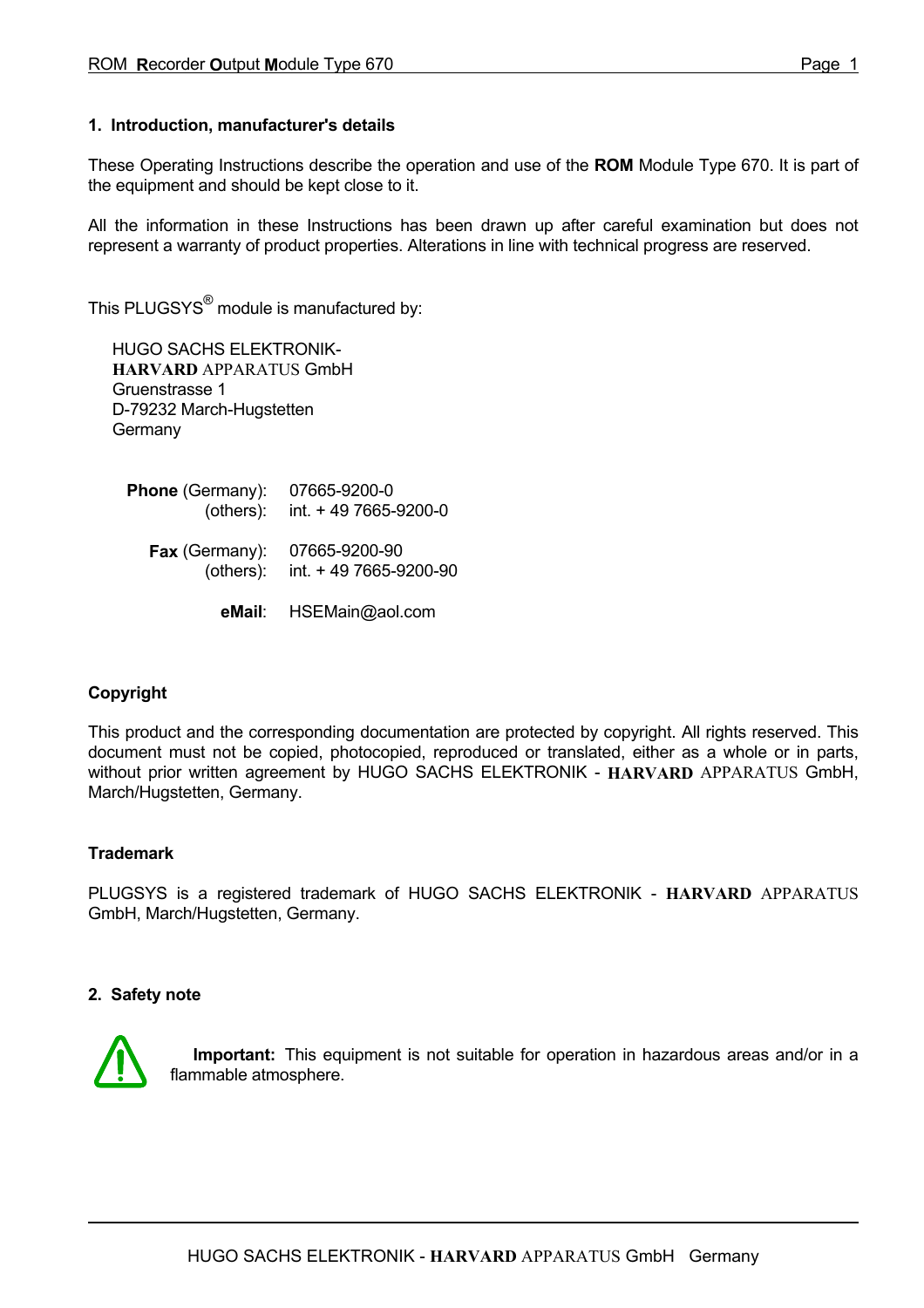## 1. Introduction, manufacturer's details

These Operating Instructions describe the operation and use of the **ROM** Module Type 670. It is part of the equipment and should be kept close to it.

All the information in these Instructions has been drawn up after careful examination but does not represent a warranty of product properties. Alterations in line with technical progress are reserved.

This PLUGSYS® module is manufactured by:

HUGO SACHS ELEKTRONIK-
**HARVARD** APPARATUS GmbH
Gruenstrasse 1
D-79232 March-Hugstetten
Germany

| | |
|---|---|
| **Phone** (Germany): | 07665-9200-0 |
| (others): | int. + 49 7665-9200-0 |
| **Fax** (Germany): | 07665-9200-90 |
| (others): | int. + 49 7665-9200-90 |
| **eMail**: | HSEMain@aol.com |

### Copyright

This product and the corresponding documentation are protected by copyright. All rights reserved. This document must not be copied, photocopied, reproduced or translated, either as a whole or in parts, without prior written agreement by HUGO SACHS ELEKTRONIK - **HARVARD** APPARATUS GmbH, March/Hugstetten, Germany.

### Trademark

PLUGSYS is a registered trademark of HUGO SACHS ELEKTRONIK - **HARVARD** APPARATUS GmbH, March/Hugstetten, Germany.

## 2. Safety note

**Important:** This equipment is not suitable for operation in hazardous areas and/or in a flammable atmosphere.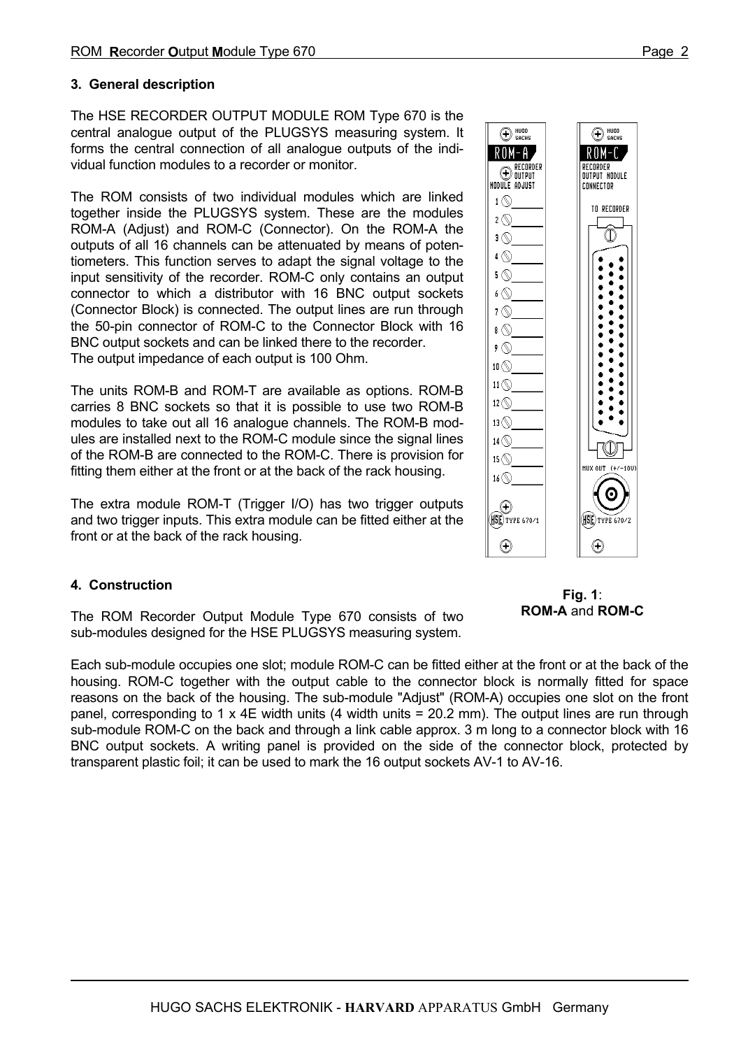## 3. General description

The HSE RECORDER OUTPUT MODULE ROM Type 670 is the central analogue output of the PLUGSYS measuring system. It forms the central connection of all analogue outputs of the individual function modules to a recorder or monitor.

The ROM consists of two individual modules which are linked together inside the PLUGSYS system. These are the modules ROM-A (Adjust) and ROM-C (Connector). On the ROM-A the outputs of all 16 channels can be attenuated by means of potentiometers. This function serves to adapt the signal voltage to the input sensitivity of the recorder. ROM-C only contains an output connector to which a distributor with 16 BNC output sockets (Connector Block) is connected. The output lines are run through the 50-pin connector of ROM-C to the Connector Block with 16 BNC output sockets and can be linked there to the recorder.
The output impedance of each output is 100 Ohm.

The units ROM-B and ROM-T are available as options. ROM-B carries 8 BNC sockets so that it is possible to use two ROM-B modules to take out all 16 analogue channels. The ROM-B modules are installed next to the ROM-C module since the signal lines of the ROM-B are connected to the ROM-C. There is provision for fitting them either at the front or at the back of the rack housing.

The extra module ROM-T (Trigger I/O) has two trigger outputs and two trigger inputs. This extra module can be fitted either at the front or at the back of the rack housing.

**Fig. 1**: **ROM-A** and **ROM-C**

## 4. Construction

The ROM Recorder Output Module Type 670 consists of two sub-modules designed for the HSE PLUGSYS measuring system.

Each sub-module occupies one slot; module ROM-C can be fitted either at the front or at the back of the housing. ROM-C together with the output cable to the connector block is normally fitted for space reasons on the back of the housing. The sub-module "Adjust" (ROM-A) occupies one slot on the front panel, corresponding to 1 x 4E width units (4 width units = 20.2 mm). The output lines are run through sub-module ROM-C on the back and through a link cable approx. 3 m long to a connector block with 16 BNC output sockets. A writing panel is provided on the side of the connector block, protected by transparent plastic foil; it can be used to mark the 16 output sockets AV-1 to AV-16.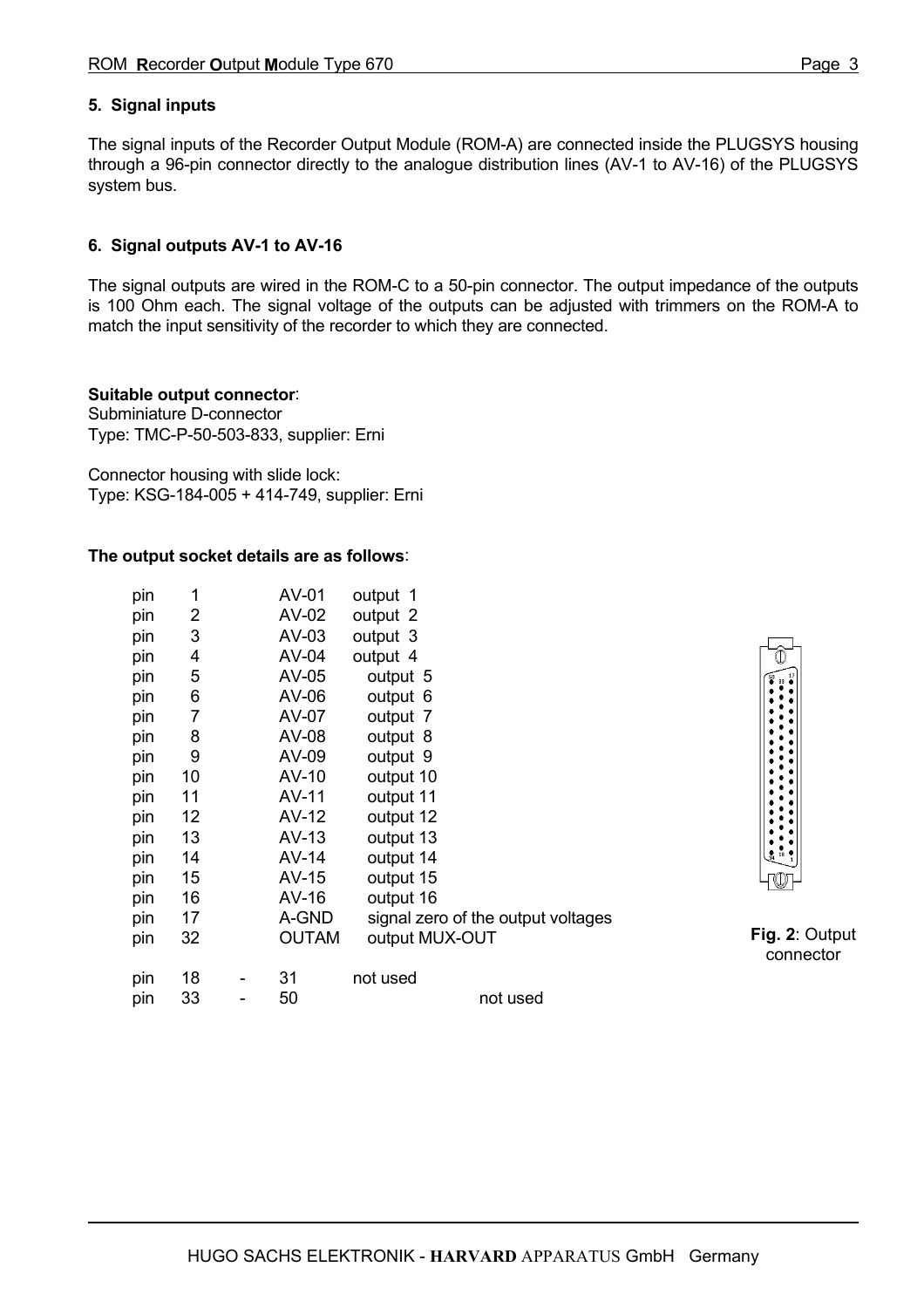## 5. Signal inputs

The signal inputs of the Recorder Output Module (ROM-A) are connected inside the PLUGSYS housing through a 96-pin connector directly to the analogue distribution lines (AV-1 to AV-16) of the PLUGSYS system bus.

## 6. Signal outputs AV-1 to AV-16

The signal outputs are wired in the ROM-C to a 50-pin connector. The output impedance of the outputs is 100 Ohm each. The signal voltage of the outputs can be adjusted with trimmers on the ROM-A to match the input sensitivity of the recorder to which they are connected.

**Suitable output connector**:
Subminiature D-connector
Type: TMC-P-50-503-833, supplier: Erni

Connector housing with slide lock:
Type: KSG-184-005 + 414-749, supplier: Erni

**The output socket details are as follows**:

| | | | | |
|---|---|---|---|---|
| pin | 1 | | AV-01 | output 1 |
| pin | 2 | | AV-02 | output 2 |
| pin | 3 | | AV-03 | output 3 |
| pin | 4 | | AV-04 | output 4 |
| pin | 5 | | AV-05 | output 5 |
| pin | 6 | | AV-06 | output 6 |
| pin | 7 | | AV-07 | output 7 |
| pin | 8 | | AV-08 | output 8 |
| pin | 9 | | AV-09 | output 9 |
| pin | 10 | | AV-10 | output 10 |
| pin | 11 | | AV-11 | output 11 |
| pin | 12 | | AV-12 | output 12 |
| pin | 13 | | AV-13 | output 13 |
| pin | 14 | | AV-14 | output 14 |
| pin | 15 | | AV-15 | output 15 |
| pin | 16 | | AV-16 | output 16 |
| pin | 17 | | A-GND | signal zero of the output voltages |
| pin | 32 | | OUTAM | output MUX-OUT |
| pin | 18 | - | 31 | not used |
| pin | 33 | - | 50 | not used |

**Fig. 2**: Output connector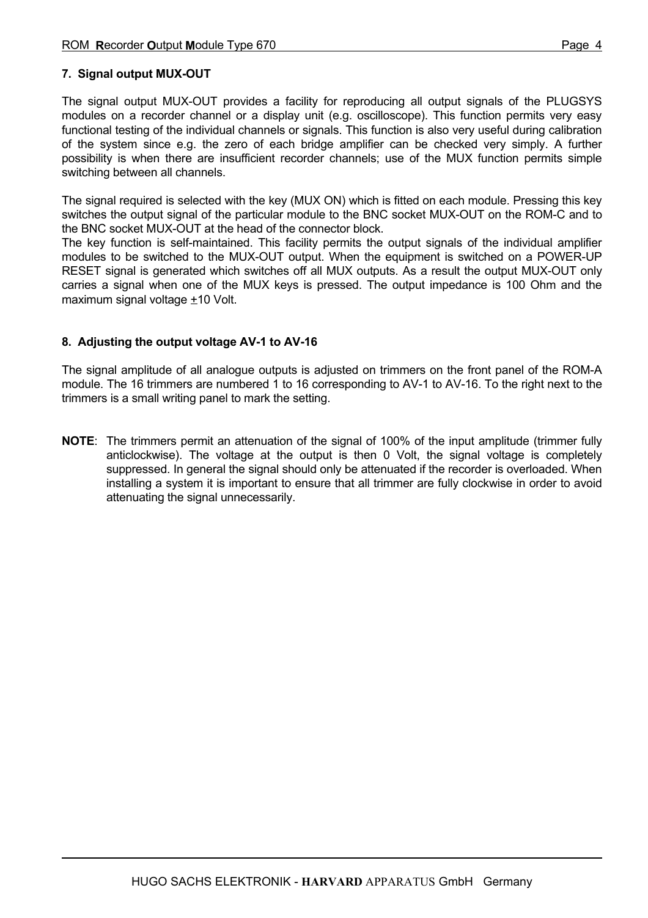## 7. Signal output MUX-OUT

The signal output MUX-OUT provides a facility for reproducing all output signals of the PLUGSYS modules on a recorder channel or a display unit (e.g. oscilloscope). This function permits very easy functional testing of the individual channels or signals. This function is also very useful during calibration of the system since e.g. the zero of each bridge amplifier can be checked very simply. A further possibility is when there are insufficient recorder channels; use of the MUX function permits simple switching between all channels.

The signal required is selected with the key (MUX ON) which is fitted on each module. Pressing this key switches the output signal of the particular module to the BNC socket MUX-OUT on the ROM-C and to the BNC socket MUX-OUT at the head of the connector block.
The key function is self-maintained. This facility permits the output signals of the individual amplifier modules to be switched to the MUX-OUT output. When the equipment is switched on a POWER-UP RESET signal is generated which switches off all MUX outputs. As a result the output MUX-OUT only carries a signal when one of the MUX keys is pressed. The output impedance is 100 Ohm and the maximum signal voltage ±10 Volt.

## 8. Adjusting the output voltage AV-1 to AV-16

The signal amplitude of all analogue outputs is adjusted on trimmers on the front panel of the ROM-A module. The 16 trimmers are numbered 1 to 16 corresponding to AV-1 to AV-16. To the right next to the trimmers is a small writing panel to mark the setting.

**NOTE**: The trimmers permit an attenuation of the signal of 100% of the input amplitude (trimmer fully anticlockwise). The voltage at the output is then 0 Volt, the signal voltage is completely suppressed. In general the signal should only be attenuated if the recorder is overloaded. When installing a system it is important to ensure that all trimmer are fully clockwise in order to avoid attenuating the signal unnecessarily.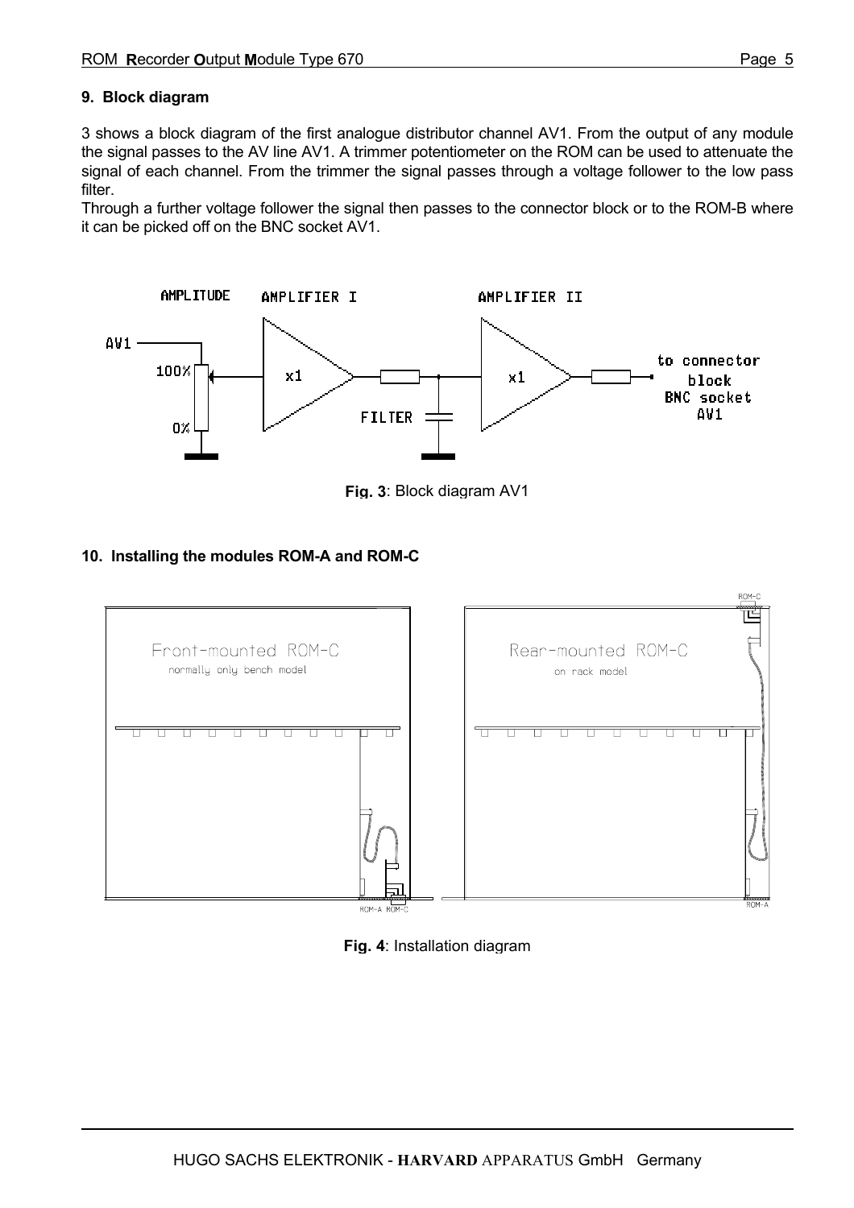## 9. Block diagram

3 shows a block diagram of the first analogue distributor channel AV1. From the output of any module the signal passes to the AV line AV1. A trimmer potentiometer on the ROM can be used to attenuate the signal of each channel. From the trimmer the signal passes through a voltage follower to the low pass filter.

Through a further voltage follower the signal then passes to the connector block or to the ROM-B where it can be picked off on the BNC socket AV1.

**Fig. 3**: Block diagram AV1

## 10. Installing the modules ROM-A and ROM-C

**Fig. 4**: Installation diagram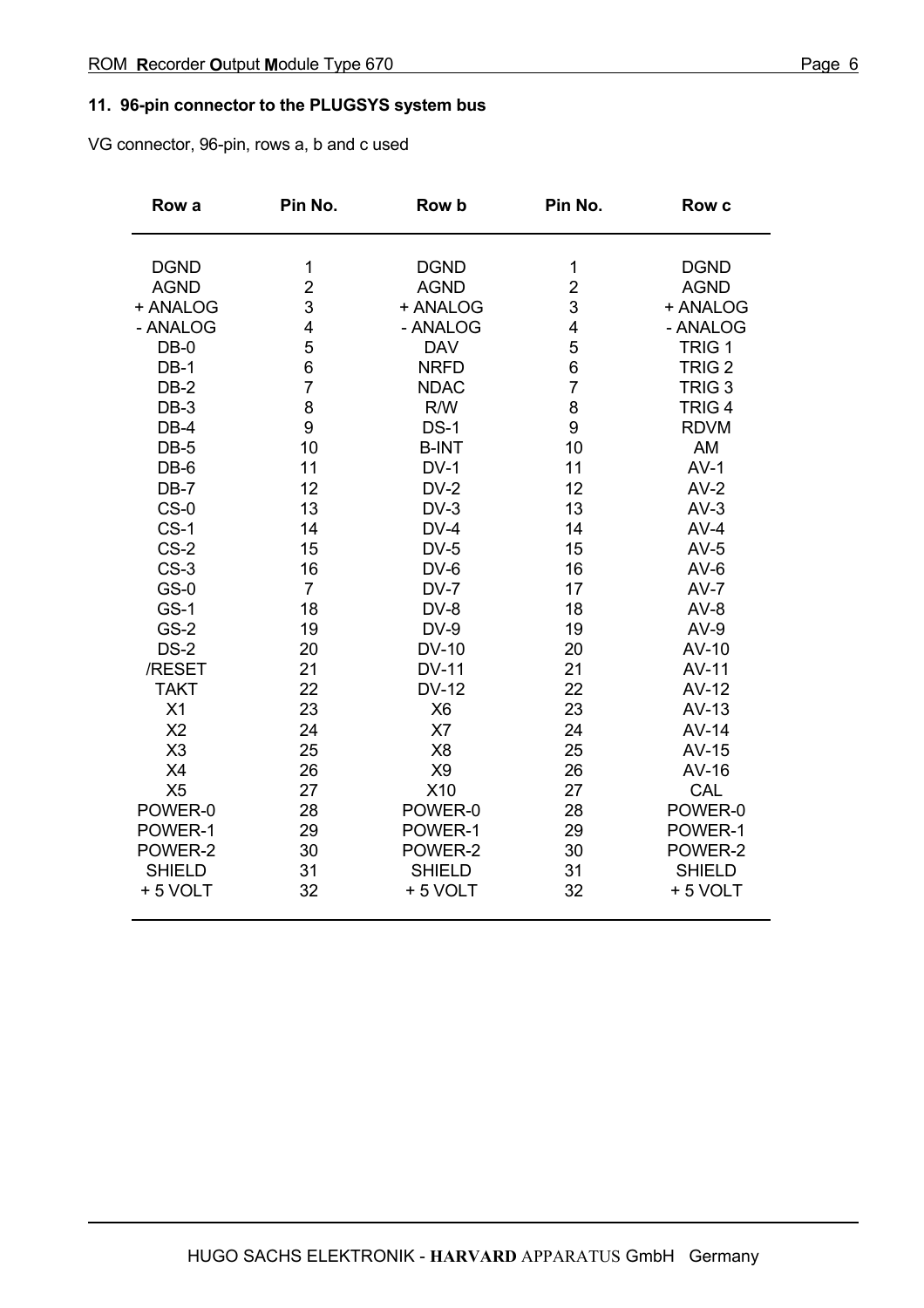## 11. 96-pin connector to the PLUGSYS system bus

VG connector, 96-pin, rows a, b and c used

| Row a | Pin No. | Row b | Pin No. | Row c |
|---|---|---|---|---|
| DGND | 1 | DGND | 1 | DGND |
| AGND | 2 | AGND | 2 | AGND |
| + ANALOG | 3 | + ANALOG | 3 | + ANALOG |
| - ANALOG | 4 | - ANALOG | 4 | - ANALOG |
| DB-0 | 5 | DAV | 5 | TRIG 1 |
| DB-1 | 6 | NRFD | 6 | TRIG 2 |
| DB-2 | 7 | NDAC | 7 | TRIG 3 |
| DB-3 | 8 | R/W | 8 | TRIG 4 |
| DB-4 | 9 | DS-1 | 9 | RDVM |
| DB-5 | 10 | B-INT | 10 | AM |
| DB-6 | 11 | DV-1 | 11 | AV-1 |
| DB-7 | 12 | DV-2 | 12 | AV-2 |
| CS-0 | 13 | DV-3 | 13 | AV-3 |
| CS-1 | 14 | DV-4 | 14 | AV-4 |
| CS-2 | 15 | DV-5 | 15 | AV-5 |
| CS-3 | 16 | DV-6 | 16 | AV-6 |
| GS-0 | 7 | DV-7 | 17 | AV-7 |
| GS-1 | 18 | DV-8 | 18 | AV-8 |
| GS-2 | 19 | DV-9 | 19 | AV-9 |
| DS-2 | 20 | DV-10 | 20 | AV-10 |
| /RESET | 21 | DV-11 | 21 | AV-11 |
| TAKT | 22 | DV-12 | 22 | AV-12 |
| X1 | 23 | X6 | 23 | AV-13 |
| X2 | 24 | X7 | 24 | AV-14 |
| X3 | 25 | X8 | 25 | AV-15 |
| X4 | 26 | X9 | 26 | AV-16 |
| X5 | 27 | X10 | 27 | CAL |
| POWER-0 | 28 | POWER-0 | 28 | POWER-0 |
| POWER-1 | 29 | POWER-1 | 29 | POWER-1 |
| POWER-2 | 30 | POWER-2 | 30 | POWER-2 |
| SHIELD | 31 | SHIELD | 31 | SHIELD |
| + 5 VOLT | 32 | + 5 VOLT | 32 | + 5 VOLT |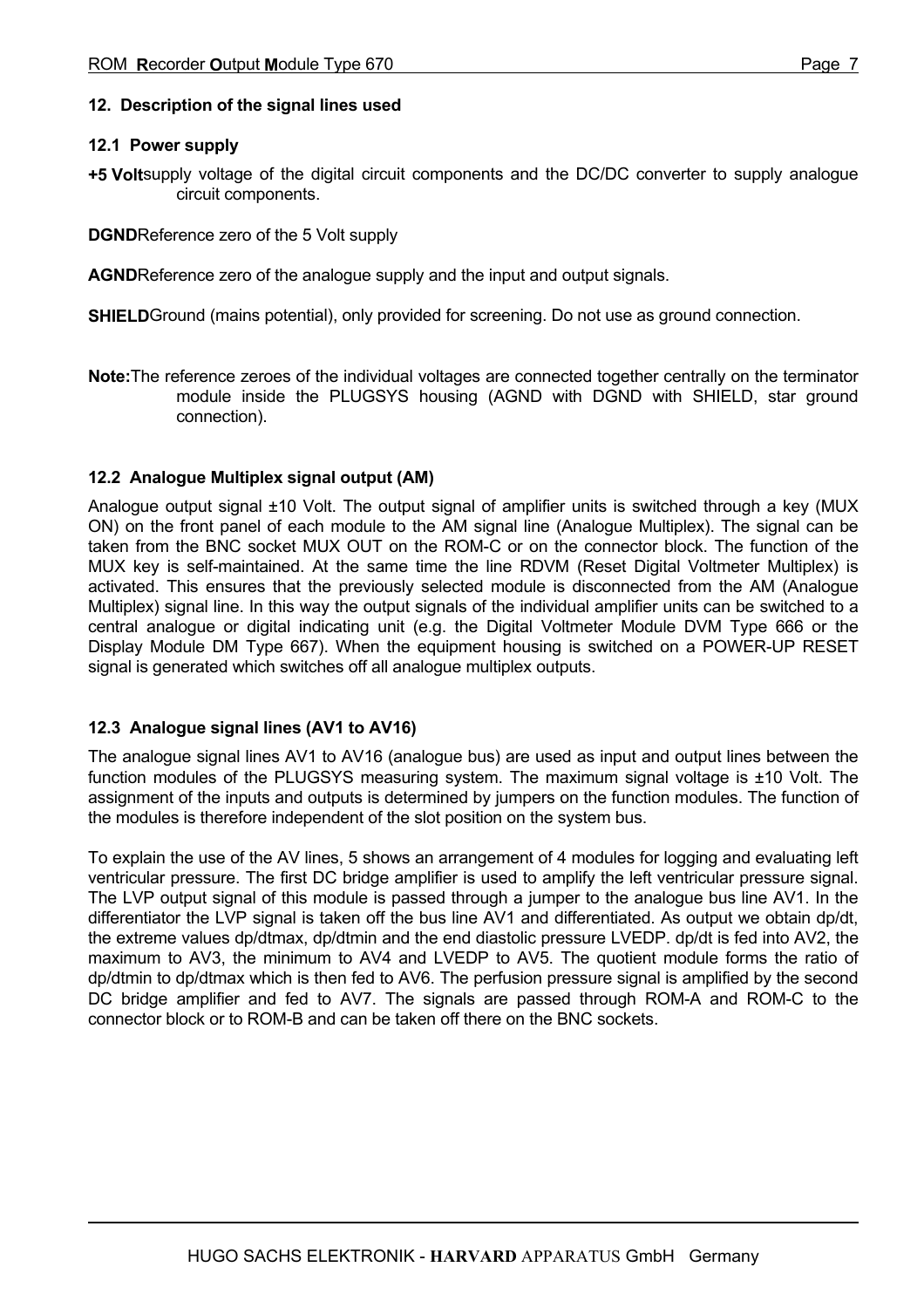## 12. Description of the signal lines used

### 12.1 Power supply

**+5 Volt** supply voltage of the digital circuit components and the DC/DC converter to supply analogue circuit components.

**DGND** Reference zero of the 5 Volt supply

**AGND** Reference zero of the analogue supply and the input and output signals.

**SHIELD** Ground (mains potential), only provided for screening. Do not use as ground connection.

**Note:** The reference zeroes of the individual voltages are connected together centrally on the terminator module inside the PLUGSYS housing (AGND with DGND with SHIELD, star ground connection).

### 12.2 Analogue Multiplex signal output (AM)

Analogue output signal ±10 Volt. The output signal of amplifier units is switched through a key (MUX ON) on the front panel of each module to the AM signal line (Analogue Multiplex). The signal can be taken from the BNC socket MUX OUT on the ROM-C or on the connector block. The function of the MUX key is self-maintained. At the same time the line RDVM (Reset Digital Voltmeter Multiplex) is activated. This ensures that the previously selected module is disconnected from the AM (Analogue Multiplex) signal line. In this way the output signals of the individual amplifier units can be switched to a central analogue or digital indicating unit (e.g. the Digital Voltmeter Module DVM Type 666 or the Display Module DM Type 667). When the equipment housing is switched on a POWER-UP RESET signal is generated which switches off all analogue multiplex outputs.

### 12.3 Analogue signal lines (AV1 to AV16)

The analogue signal lines AV1 to AV16 (analogue bus) are used as input and output lines between the function modules of the PLUGSYS measuring system. The maximum signal voltage is ±10 Volt. The assignment of the inputs and outputs is determined by jumpers on the function modules. The function of the modules is therefore independent of the slot position on the system bus.

To explain the use of the AV lines, 5 shows an arrangement of 4 modules for logging and evaluating left ventricular pressure. The first DC bridge amplifier is used to amplify the left ventricular pressure signal. The LVP output signal of this module is passed through a jumper to the analogue bus line AV1. In the differentiator the LVP signal is taken off the bus line AV1 and differentiated. As output we obtain dp/dt, the extreme values dp/dtmax, dp/dtmin and the end diastolic pressure LVEDP. dp/dt is fed into AV2, the maximum to AV3, the minimum to AV4 and LVEDP to AV5. The quotient module forms the ratio of dp/dtmin to dp/dtmax which is then fed to AV6. The perfusion pressure signal is amplified by the second DC bridge amplifier and fed to AV7. The signals are passed through ROM-A and ROM-C to the connector block or to ROM-B and can be taken off there on the BNC sockets.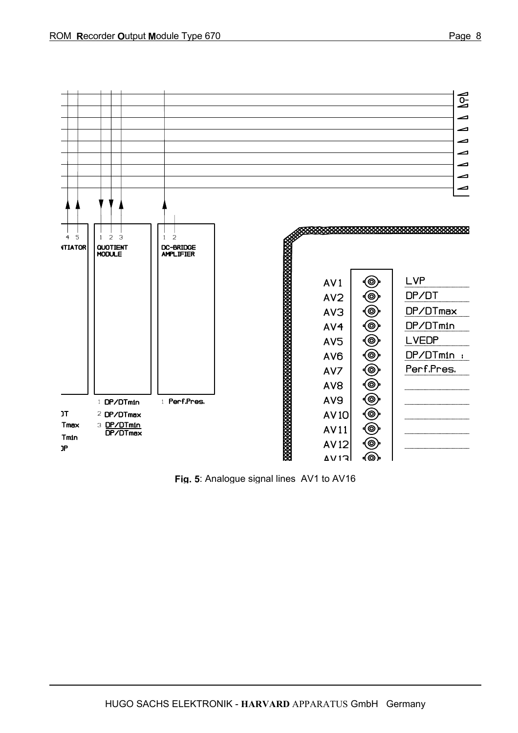**Fig. 5**: Analogue signal lines AV1 to AV16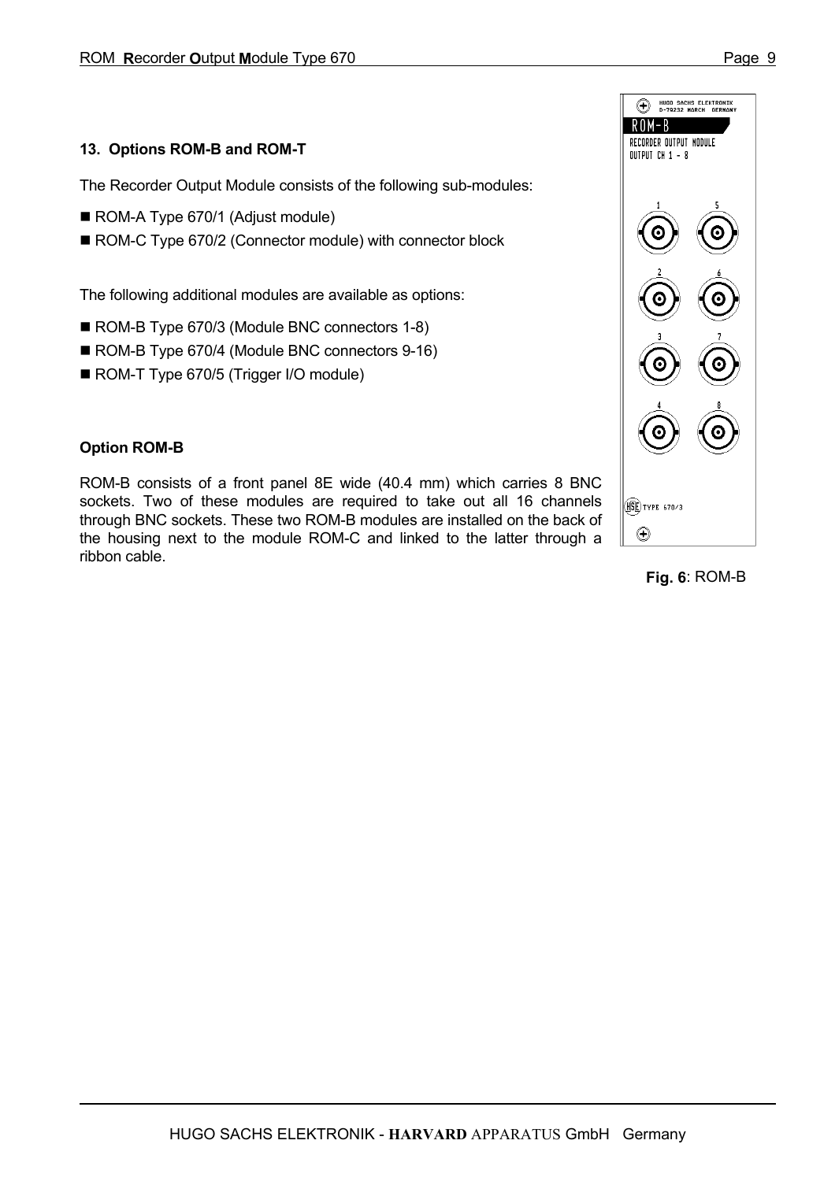## 13. Options ROM-B and ROM-T

The Recorder Output Module consists of the following sub-modules:

- ROM-A Type 670/1 (Adjust module)
- ROM-C Type 670/2 (Connector module) with connector block

The following additional modules are available as options:

- ROM-B Type 670/3 (Module BNC connectors 1-8)
- ROM-B Type 670/4 (Module BNC connectors 9-16)
- ROM-T Type 670/5 (Trigger I/O module)

### Option ROM-B

ROM-B consists of a front panel 8E wide (40.4 mm) which carries 8 BNC sockets. Two of these modules are required to take out all 16 channels through BNC sockets. These two ROM-B modules are installed on the back of the housing next to the module ROM-C and linked to the latter through a ribbon cable.

**Fig. 6**: ROM-B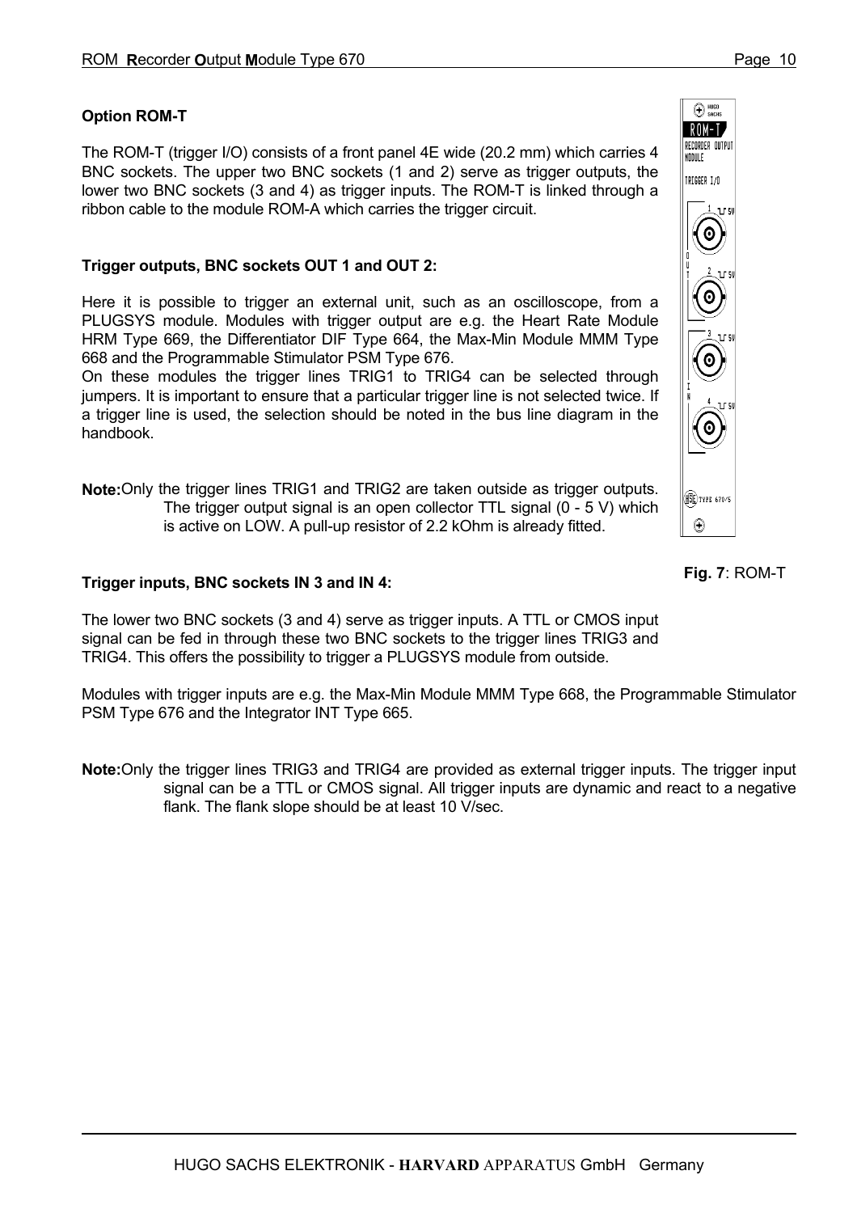**Option ROM-T**

The ROM-T (trigger I/O) consists of a front panel 4E wide (20.2 mm) which carries 4 BNC sockets. The upper two BNC sockets (1 and 2) serve as trigger outputs, the lower two BNC sockets (3 and 4) as trigger inputs. The ROM-T is linked through a ribbon cable to the module ROM-A which carries the trigger circuit.

**Trigger outputs, BNC sockets OUT 1 and OUT 2:**

Here it is possible to trigger an external unit, such as an oscilloscope, from a PLUGSYS module. Modules with trigger output are e.g. the Heart Rate Module HRM Type 669, the Differentiator DIF Type 664, the Max-Min Module MMM Type 668 and the Programmable Stimulator PSM Type 676.
On these modules the trigger lines TRIG1 to TRIG4 can be selected through jumpers. It is important to ensure that a particular trigger line is not selected twice. If a trigger line is used, the selection should be noted in the bus line diagram in the handbook.

**Note:** Only the trigger lines TRIG1 and TRIG2 are taken outside as trigger outputs. The trigger output signal is an open collector TTL signal (0 - 5 V) which is active on LOW. A pull-up resistor of 2.2 kOhm is already fitted.

**Fig. 7**: ROM-T

**Trigger inputs, BNC sockets IN 3 and IN 4:**

The lower two BNC sockets (3 and 4) serve as trigger inputs. A TTL or CMOS input signal can be fed in through these two BNC sockets to the trigger lines TRIG3 and TRIG4. This offers the possibility to trigger a PLUGSYS module from outside.

Modules with trigger inputs are e.g. the Max-Min Module MMM Type 668, the Programmable Stimulator PSM Type 676 and the Integrator INT Type 665.

**Note:** Only the trigger lines TRIG3 and TRIG4 are provided as external trigger inputs. The trigger input signal can be a TTL or CMOS signal. All trigger inputs are dynamic and react to a negative flank. The flank slope should be at least 10 V/sec.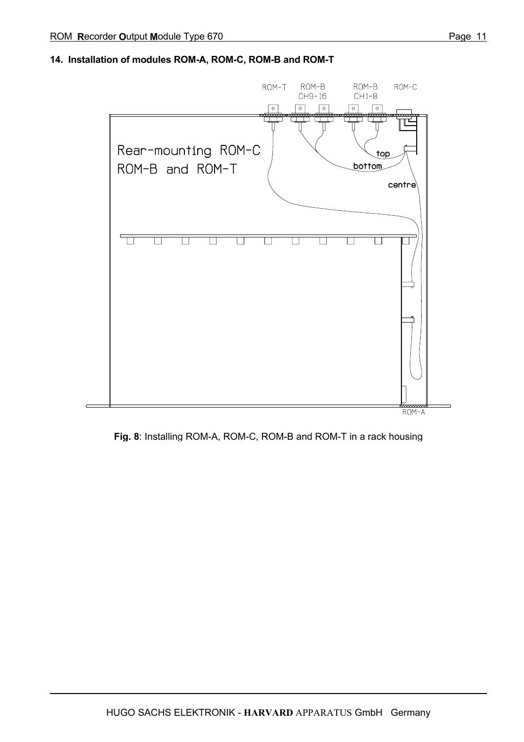## 14. Installation of modules ROM-A, ROM-C, ROM-B and ROM-T

**Fig. 8**: Installing ROM-A, ROM-C, ROM-B and ROM-T in a rack housing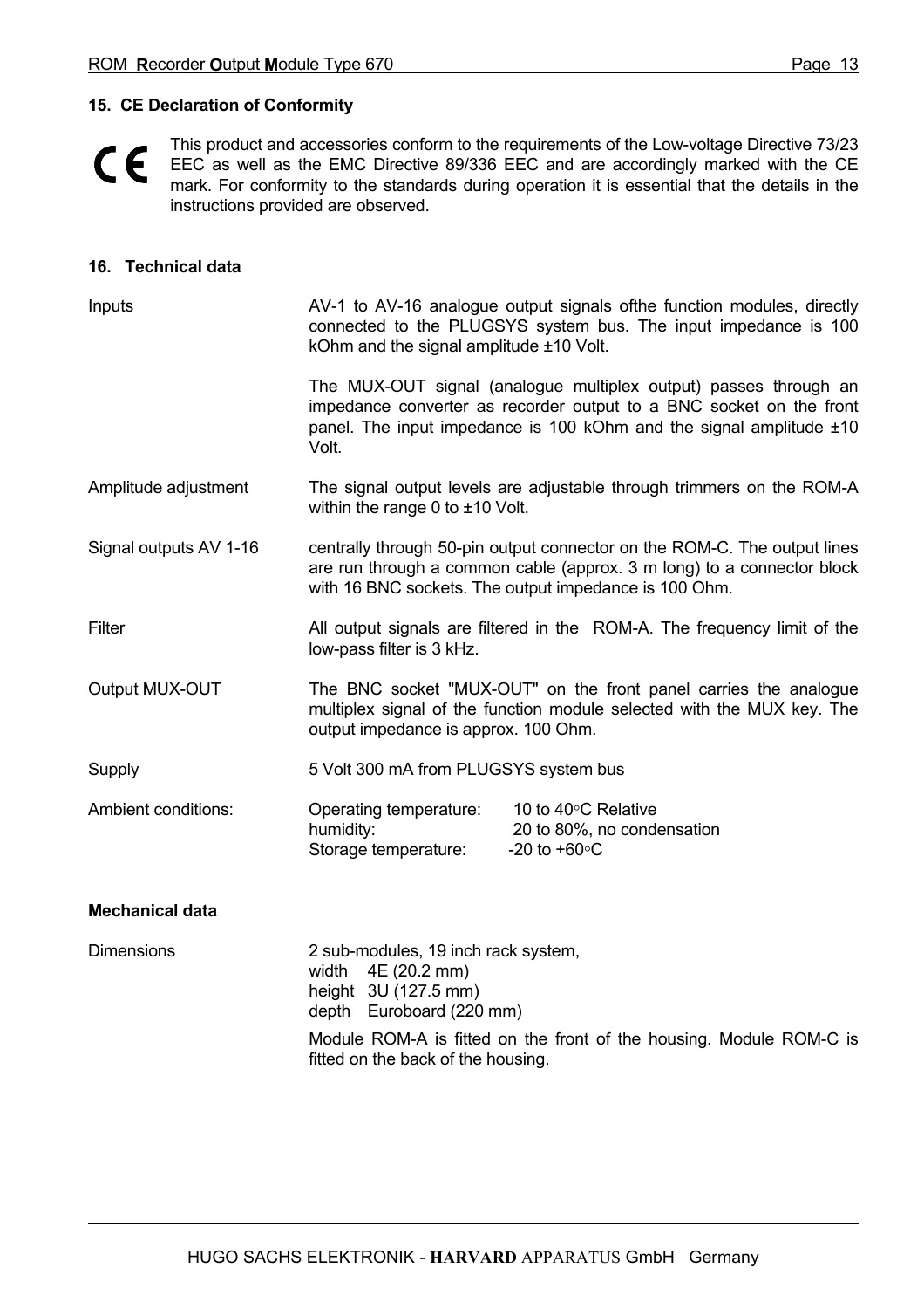## 15. CE Declaration of Conformity

CE This product and accessories conform to the requirements of the Low-voltage Directive 73/23 EEC as well as the EMC Directive 89/336 EEC and are accordingly marked with the CE mark. For conformity to the standards during operation it is essential that the details in the instructions provided are observed.

## 16. Technical data

Inputs

AV-1 to AV-16 analogue output signals ofthe function modules, directly connected to the PLUGSYS system bus. The input impedance is 100 kOhm and the signal amplitude ±10 Volt.

The MUX-OUT signal (analogue multiplex output) passes through an impedance converter as recorder output to a BNC socket on the front panel. The input impedance is 100 kOhm and the signal amplitude ±10 Volt.

Amplitude adjustment

The signal output levels are adjustable through trimmers on the ROM-A within the range 0 to ±10 Volt.

Signal outputs AV 1-16

centrally through 50-pin output connector on the ROM-C. The output lines are run through a common cable (approx. 3 m long) to a connector block with 16 BNC sockets. The output impedance is 100 Ohm.

Filter

All output signals are filtered in the ROM-A. The frequency limit of the low-pass filter is 3 kHz.

Output MUX-OUT

The BNC socket "MUX-OUT" on the front panel carries the analogue multiplex signal of the function module selected with the MUX key. The output impedance is approx. 100 Ohm.

Supply

5 Volt 300 mA from PLUGSYS system bus

Ambient conditions:

Operating temperature: 10 to 40°C Relative
humidity: 20 to 80%, no condensation
Storage temperature: -20 to +60°C

### Mechanical data

Dimensions

2 sub-modules, 19 inch rack system,
width 4E (20.2 mm)
height 3U (127.5 mm)
depth Euroboard (220 mm)

Module ROM-A is fitted on the front of the housing. Module ROM-C is fitted on the back of the housing.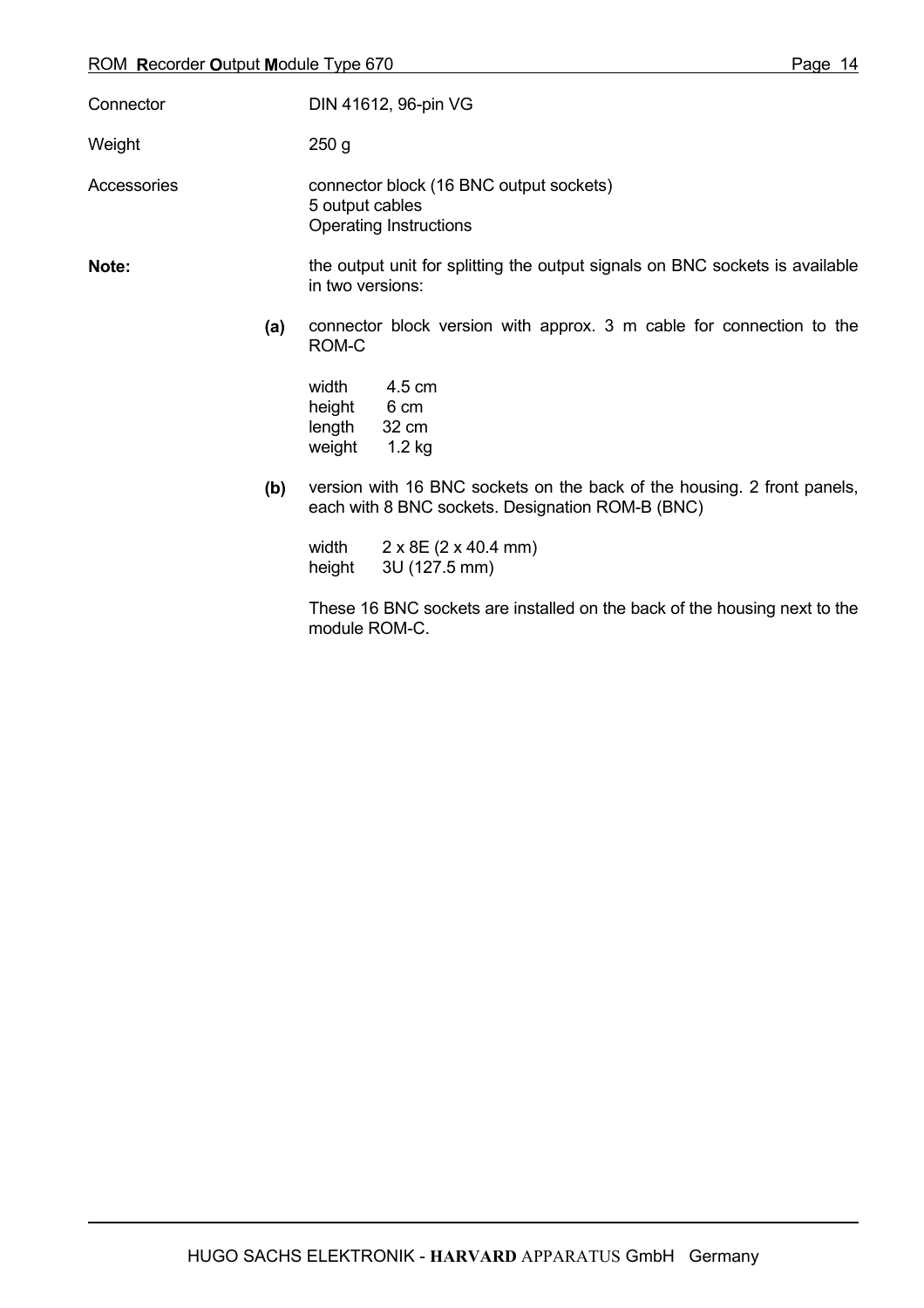Connector DIN 41612, 96-pin VG

Weight 250 g

Accessories connector block (16 BNC output sockets)
5 output cables
Operating Instructions

**Note:** the output unit for splitting the output signals on BNC sockets is available in two versions:

**(a)** connector block version with approx. 3 m cable for connection to the ROM-C

| | |
|---|---|
| width | 4.5 cm |
| height | 6 cm |
| length | 32 cm |
| weight | 1.2 kg |

**(b)** version with 16 BNC sockets on the back of the housing. 2 front panels, each with 8 BNC sockets. Designation ROM-B (BNC)

| | |
|---|---|
| width | 2 x 8E (2 x 40.4 mm) |
| height | 3U (127.5 mm) |

These 16 BNC sockets are installed on the back of the housing next to the module ROM-C.